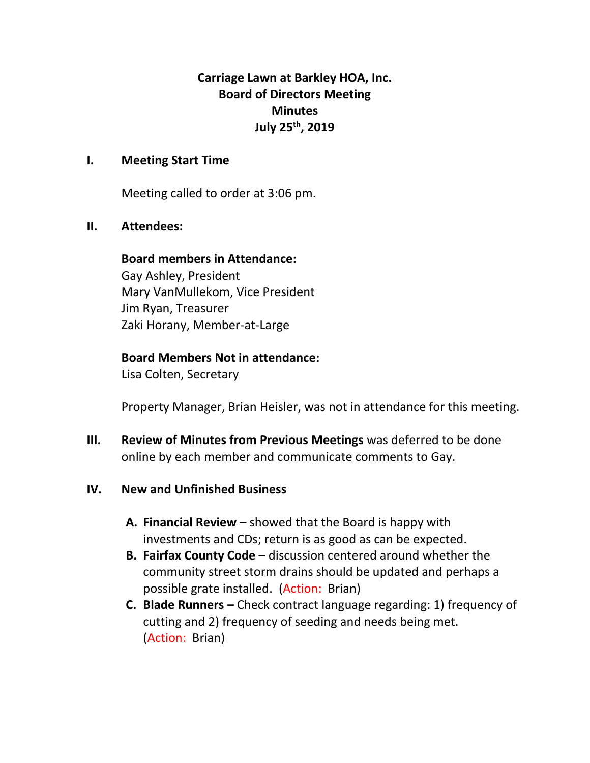# Carriage Lawn at Barkley HOA, Inc.
## Board of Directors Meeting
## Minutes
## July 25th, 2019

**I. Meeting Start Time**

Meeting called to order at 3:06 pm.

**II. Attendees:**

**Board members in Attendance:**
Gay Ashley, President
Mary VanMullekom, Vice President
Jim Ryan, Treasurer
Zaki Horany, Member-at-Large

**Board Members Not in attendance:**
Lisa Colten, Secretary

Property Manager, Brian Heisler, was not in attendance for this meeting.

**III. Review of Minutes from Previous Meetings** was deferred to be done online by each member and communicate comments to Gay.

**IV. New and Unfinished Business**

A. **Financial Review –** showed that the Board is happy with investments and CDs; return is as good as can be expected.
B. **Fairfax County Code –** discussion centered around whether the community street storm drains should be updated and perhaps a possible grate installed. (Action: Brian)
C. **Blade Runners –** Check contract language regarding: 1) frequency of cutting and 2) frequency of seeding and needs being met. (Action: Brian)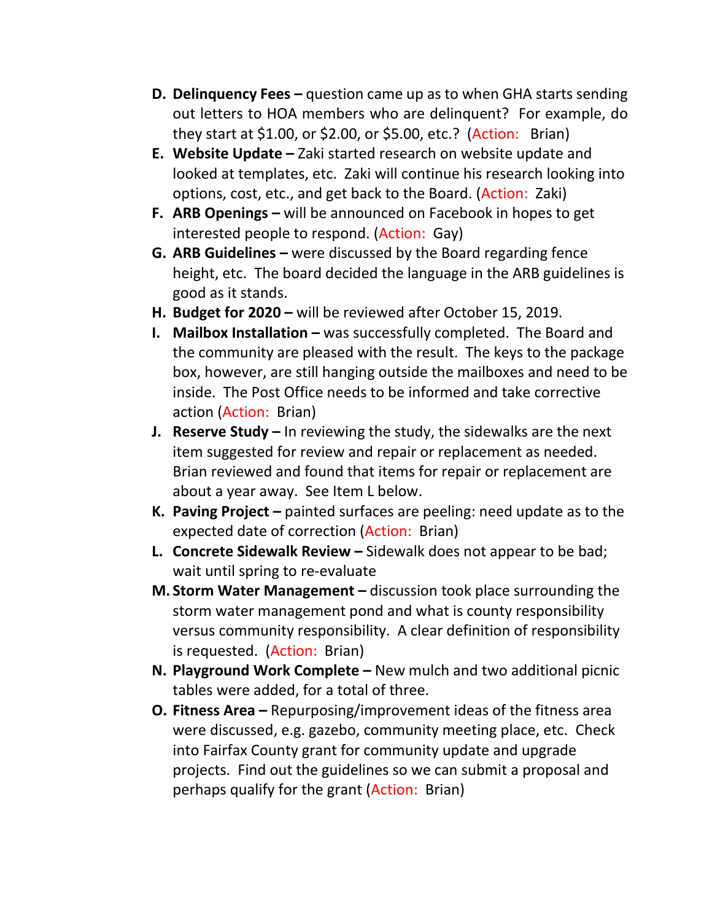**D. Delinquency Fees –** question came up as to when GHA starts sending out letters to HOA members who are delinquent? For example, do they start at $1.00, or $2.00, or $5.00, etc.? (Action: Brian)

**E. Website Update –** Zaki started research on website update and looked at templates, etc. Zaki will continue his research looking into options, cost, etc., and get back to the Board. (Action: Zaki)

**F. ARB Openings –** will be announced on Facebook in hopes to get interested people to respond. (Action: Gay)

**G. ARB Guidelines –** were discussed by the Board regarding fence height, etc. The board decided the language in the ARB guidelines is good as it stands.

**H. Budget for 2020 –** will be reviewed after October 15, 2019.

**I. Mailbox Installation –** was successfully completed. The Board and the community are pleased with the result. The keys to the package box, however, are still hanging outside the mailboxes and need to be inside. The Post Office needs to be informed and take corrective action (Action: Brian)

**J. Reserve Study –** In reviewing the study, the sidewalks are the next item suggested for review and repair or replacement as needed. Brian reviewed and found that items for repair or replacement are about a year away. See Item L below.

**K. Paving Project –** painted surfaces are peeling: need update as to the expected date of correction (Action: Brian)

**L. Concrete Sidewalk Review –** Sidewalk does not appear to be bad; wait until spring to re-evaluate

**M. Storm Water Management –** discussion took place surrounding the storm water management pond and what is county responsibility versus community responsibility. A clear definition of responsibility is requested. (Action: Brian)

**N. Playground Work Complete –** New mulch and two additional picnic tables were added, for a total of three.

**O. Fitness Area –** Repurposing/improvement ideas of the fitness area were discussed, e.g. gazebo, community meeting place, etc. Check into Fairfax County grant for community update and upgrade projects. Find out the guidelines so we can submit a proposal and perhaps qualify for the grant (Action: Brian)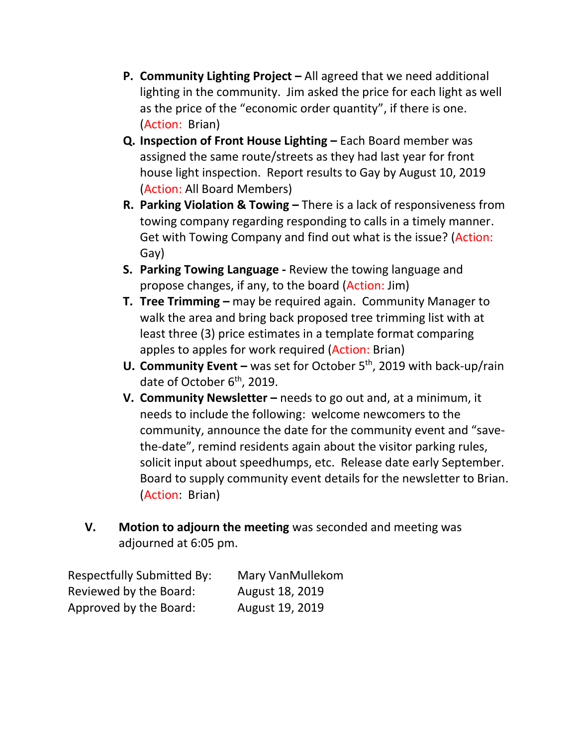P. **Community Lighting Project –** All agreed that we need additional lighting in the community. Jim asked the price for each light as well as the price of the "economic order quantity", if there is one. (Action: Brian)

Q. **Inspection of Front House Lighting –** Each Board member was assigned the same route/streets as they had last year for front house light inspection. Report results to Gay by August 10, 2019 (Action: All Board Members)

R. **Parking Violation & Towing –** There is a lack of responsiveness from towing company regarding responding to calls in a timely manner. Get with Towing Company and find out what is the issue? (Action: Gay)

S. **Parking Towing Language -** Review the towing language and propose changes, if any, to the board (Action: Jim)

T. **Tree Trimming –** may be required again. Community Manager to walk the area and bring back proposed tree trimming list with at least three (3) price estimates in a template format comparing apples to apples for work required (Action: Brian)

U. **Community Event –** was set for October 5th, 2019 with back-up/rain date of October 6th, 2019.

V. **Community Newsletter –** needs to go out and, at a minimum, it needs to include the following: welcome newcomers to the community, announce the date for the community event and "save-the-date", remind residents again about the visitor parking rules, solicit input about speedhumps, etc. Release date early September. Board to supply community event details for the newsletter to Brian. (Action: Brian)

V. **Motion to adjourn the meeting** was seconded and meeting was adjourned at 6:05 pm.

| | |
|---|---|
| Respectfully Submitted By: | Mary VanMullekom |
| Reviewed by the Board: | August 18, 2019 |
| Approved by the Board: | August 19, 2019 |